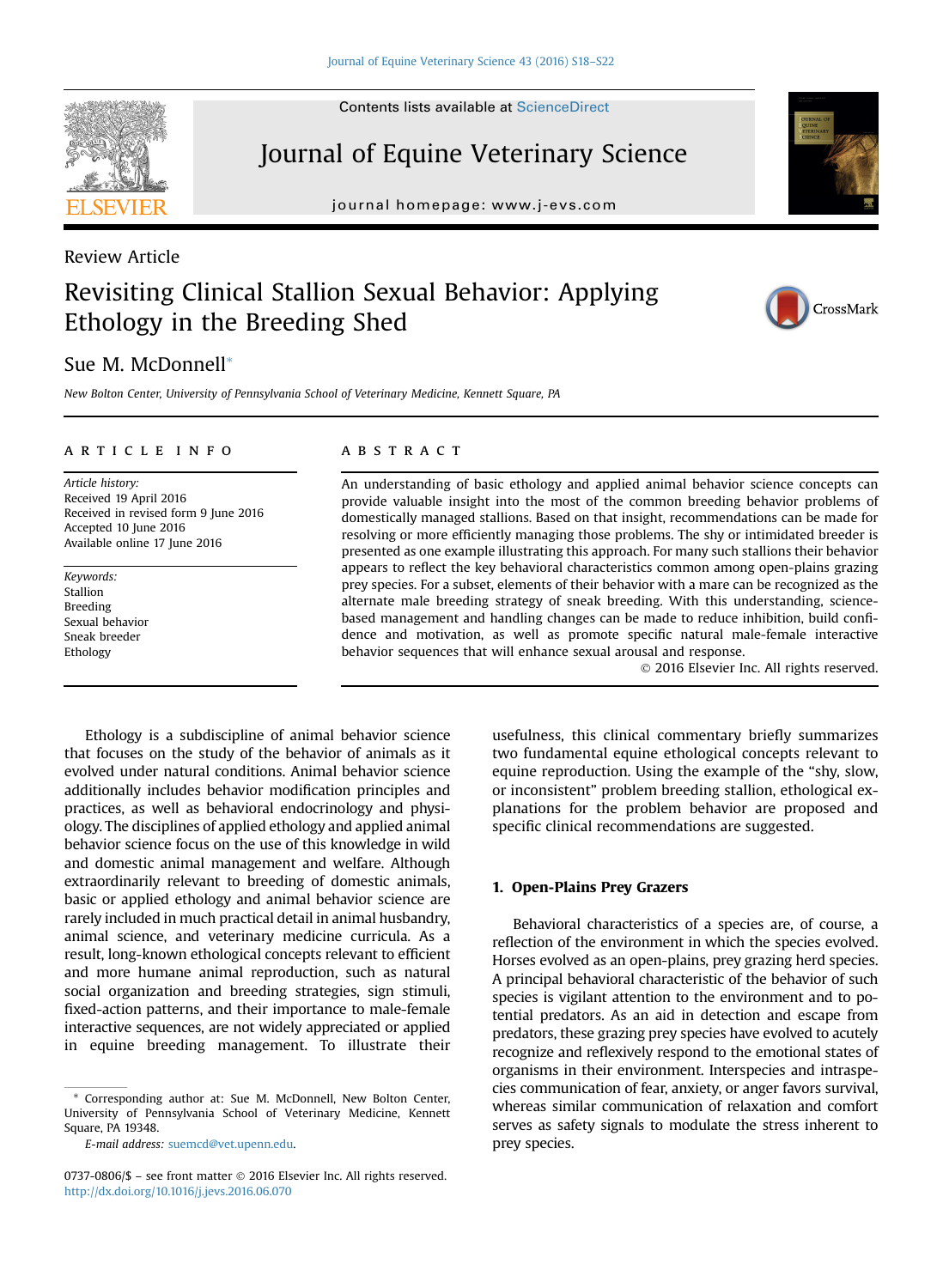Contents lists available at ScienceDirect

Journal of Equine Veterinary Science

journal homepage: www.j-evs.com

Review Article

# Revisiting Clinical Stallion Sexual Behavior: Applying Ethology in the Breeding Shed

Sue M. McDonnell*

New Bolton Center, University of Pennsylvania School of Veterinary Medicine, Kennett Square, PA

## ARTICLE INFO

*Article history:*
Received 19 April 2016
Received in revised form 9 June 2016
Accepted 10 June 2016
Available online 17 June 2016

*Keywords:*
Stallion
Breeding
Sexual behavior
Sneak breeder
Ethology

## ABSTRACT

An understanding of basic ethology and applied animal behavior science concepts can provide valuable insight into the most of the common breeding behavior problems of domestically managed stallions. Based on that insight, recommendations can be made for resolving or more efficiently managing those problems. The shy or intimidated breeder is presented as one example illustrating this approach. For many such stallions their behavior appears to reflect the key behavioral characteristics common among open-plains grazing prey species. For a subset, elements of their behavior with a mare can be recognized as the alternate male breeding strategy of sneak breeding. With this understanding, science-based management and handling changes can be made to reduce inhibition, build confidence and motivation, as well as promote specific natural male-female interactive behavior sequences that will enhance sexual arousal and response.

© 2016 Elsevier Inc. All rights reserved.

Ethology is a subdiscipline of animal behavior science that focuses on the study of the behavior of animals as it evolved under natural conditions. Animal behavior science additionally includes behavior modification principles and practices, as well as behavioral endocrinology and physiology. The disciplines of applied ethology and applied animal behavior science focus on the use of this knowledge in wild and domestic animal management and welfare. Although extraordinarily relevant to breeding of domestic animals, basic or applied ethology and animal behavior science are rarely included in much practical detail in animal husbandry, animal science, and veterinary medicine curricula. As a result, long-known ethological concepts relevant to efficient and more humane animal reproduction, such as natural social organization and breeding strategies, sign stimuli, fixed-action patterns, and their importance to male-female interactive sequences, are not widely appreciated or applied in equine breeding management. To illustrate their usefulness, this clinical commentary briefly summarizes two fundamental equine ethological concepts relevant to equine reproduction. Using the example of the "shy, slow, or inconsistent" problem breeding stallion, ethological explanations for the problem behavior are proposed and specific clinical recommendations are suggested.

## 1. Open-Plains Prey Grazers

Behavioral characteristics of a species are, of course, a reflection of the environment in which the species evolved. Horses evolved as an open-plains, prey grazing herd species. A principal behavioral characteristic of the behavior of such species is vigilant attention to the environment and to potential predators. As an aid in detection and escape from predators, these grazing prey species have evolved to acutely recognize and reflexively respond to the emotional states of organisms in their environment. Interspecies and intraspecies communication of fear, anxiety, or anger favors survival, whereas similar communication of relaxation and comfort serves as safety signals to modulate the stress inherent to prey species.

* Corresponding author at: Sue M. McDonnell, New Bolton Center, University of Pennsylvania School of Veterinary Medicine, Kennett Square, PA 19348.

*E-mail address:* suemcd@vet.upenn.edu.

0737-0806/$ – see front matter © 2016 Elsevier Inc. All rights reserved.
http://dx.doi.org/10.1016/j.jevs.2016.06.070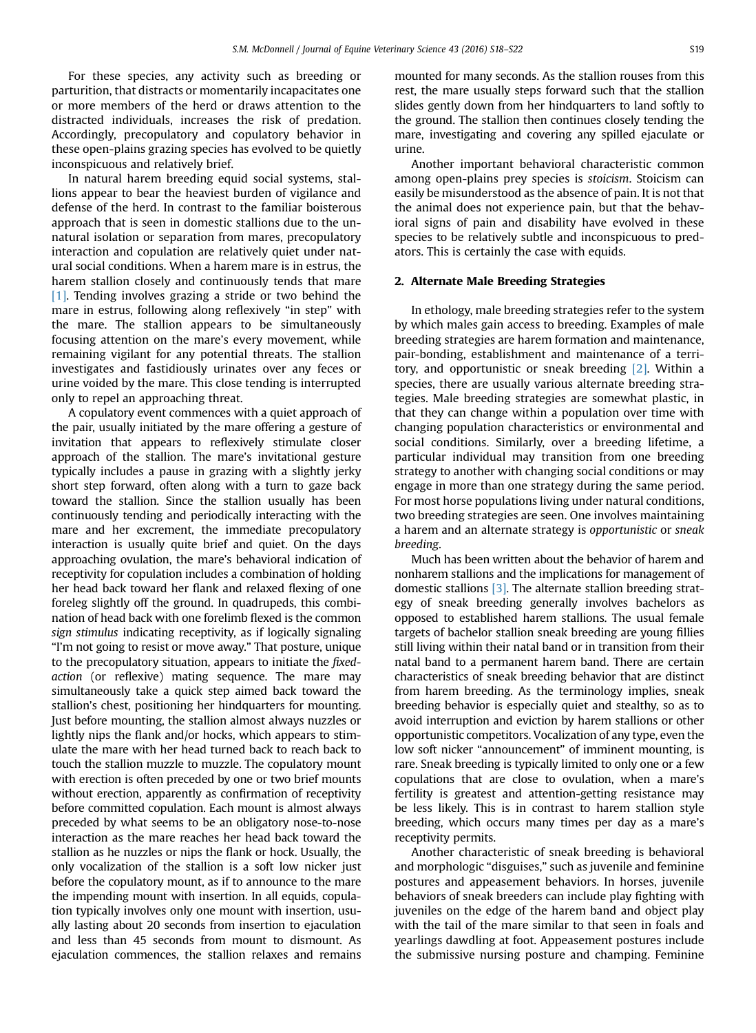For these species, any activity such as breeding or parturition, that distracts or momentarily incapacitates one or more members of the herd or draws attention to the distracted individuals, increases the risk of predation. Accordingly, precopulatory and copulatory behavior in these open-plains grazing species has evolved to be quietly inconspicuous and relatively brief.

In natural harem breeding equid social systems, stallions appear to bear the heaviest burden of vigilance and defense of the herd. In contrast to the familiar boisterous approach that is seen in domestic stallions due to the unnatural isolation or separation from mares, precopulatory interaction and copulation are relatively quiet under natural social conditions. When a harem mare is in estrus, the harem stallion closely and continuously tends that mare [1]. Tending involves grazing a stride or two behind the mare in estrus, following along reflexively "in step" with the mare. The stallion appears to be simultaneously focusing attention on the mare's every movement, while remaining vigilant for any potential threats. The stallion investigates and fastidiously urinates over any feces or urine voided by the mare. This close tending is interrupted only to repel an approaching threat.

A copulatory event commences with a quiet approach of the pair, usually initiated by the mare offering a gesture of invitation that appears to reflexively stimulate closer approach of the stallion. The mare's invitational gesture typically includes a pause in grazing with a slightly jerky short step forward, often along with a turn to gaze back toward the stallion. Since the stallion usually has been continuously tending and periodically interacting with the mare and her excrement, the immediate precopulatory interaction is usually quite brief and quiet. On the days approaching ovulation, the mare's behavioral indication of receptivity for copulation includes a combination of holding her head back toward her flank and relaxed flexing of one foreleg slightly off the ground. In quadrupeds, this combination of head back with one forelimb flexed is the common *sign stimulus* indicating receptivity, as if logically signaling "I'm not going to resist or move away." That posture, unique to the precopulatory situation, appears to initiate the *fixed-action* (or reflexive) mating sequence. The mare may simultaneously take a quick step aimed back toward the stallion's chest, positioning her hindquarters for mounting. Just before mounting, the stallion almost always nuzzles or lightly nips the flank and/or hocks, which appears to stimulate the mare with her head turned back to reach back to touch the stallion muzzle to muzzle. The copulatory mount with erection is often preceded by one or two brief mounts without erection, apparently as confirmation of receptivity before committed copulation. Each mount is almost always preceded by what seems to be an obligatory nose-to-nose interaction as the mare reaches her head back toward the stallion as he nuzzles or nips the flank or hock. Usually, the only vocalization of the stallion is a soft low nicker just before the copulatory mount, as if to announce to the mare the impending mount with insertion. In all equids, copulation typically involves only one mount with insertion, usually lasting about 20 seconds from insertion to ejaculation and less than 45 seconds from mount to dismount. As ejaculation commences, the stallion relaxes and remains mounted for many seconds. As the stallion rouses from this rest, the mare usually steps forward such that the stallion slides gently down from her hindquarters to land softly to the ground. The stallion then continues closely tending the mare, investigating and covering any spilled ejaculate or urine.

Another important behavioral characteristic common among open-plains prey species is *stoicism*. Stoicism can easily be misunderstood as the absence of pain. It is not that the animal does not experience pain, but that the behavioral signs of pain and disability have evolved in these species to be relatively subtle and inconspicuous to predators. This is certainly the case with equids.

## 2. Alternate Male Breeding Strategies

In ethology, male breeding strategies refer to the system by which males gain access to breeding. Examples of male breeding strategies are harem formation and maintenance, pair-bonding, establishment and maintenance of a territory, and opportunistic or sneak breeding [2]. Within a species, there are usually various alternate breeding strategies. Male breeding strategies are somewhat plastic, in that they can change within a population over time with changing population characteristics or environmental and social conditions. Similarly, over a breeding lifetime, a particular individual may transition from one breeding strategy to another with changing social conditions or may engage in more than one strategy during the same period. For most horse populations living under natural conditions, two breeding strategies are seen. One involves maintaining a harem and an alternate strategy is *opportunistic* or *sneak breeding*.

Much has been written about the behavior of harem and nonharem stallions and the implications for management of domestic stallions [3]. The alternate stallion breeding strategy of sneak breeding generally involves bachelors as opposed to established harem stallions. The usual female targets of bachelor stallion sneak breeding are young fillies still living within their natal band or in transition from their natal band to a permanent harem band. There are certain characteristics of sneak breeding behavior that are distinct from harem breeding. As the terminology implies, sneak breeding behavior is especially quiet and stealthy, so as to avoid interruption and eviction by harem stallions or other opportunistic competitors. Vocalization of any type, even the low soft nicker "announcement" of imminent mounting, is rare. Sneak breeding is typically limited to only one or a few copulations that are close to ovulation, when a mare's fertility is greatest and attention-getting resistance may be less likely. This is in contrast to harem stallion style breeding, which occurs many times per day as a mare's receptivity permits.

Another characteristic of sneak breeding is behavioral and morphologic "disguises," such as juvenile and feminine postures and appeasement behaviors. In horses, juvenile behaviors of sneak breeders can include play fighting with juveniles on the edge of the harem band and object play with the tail of the mare similar to that seen in foals and yearlings dawdling at foot. Appeasement postures include the submissive nursing posture and champing. Feminine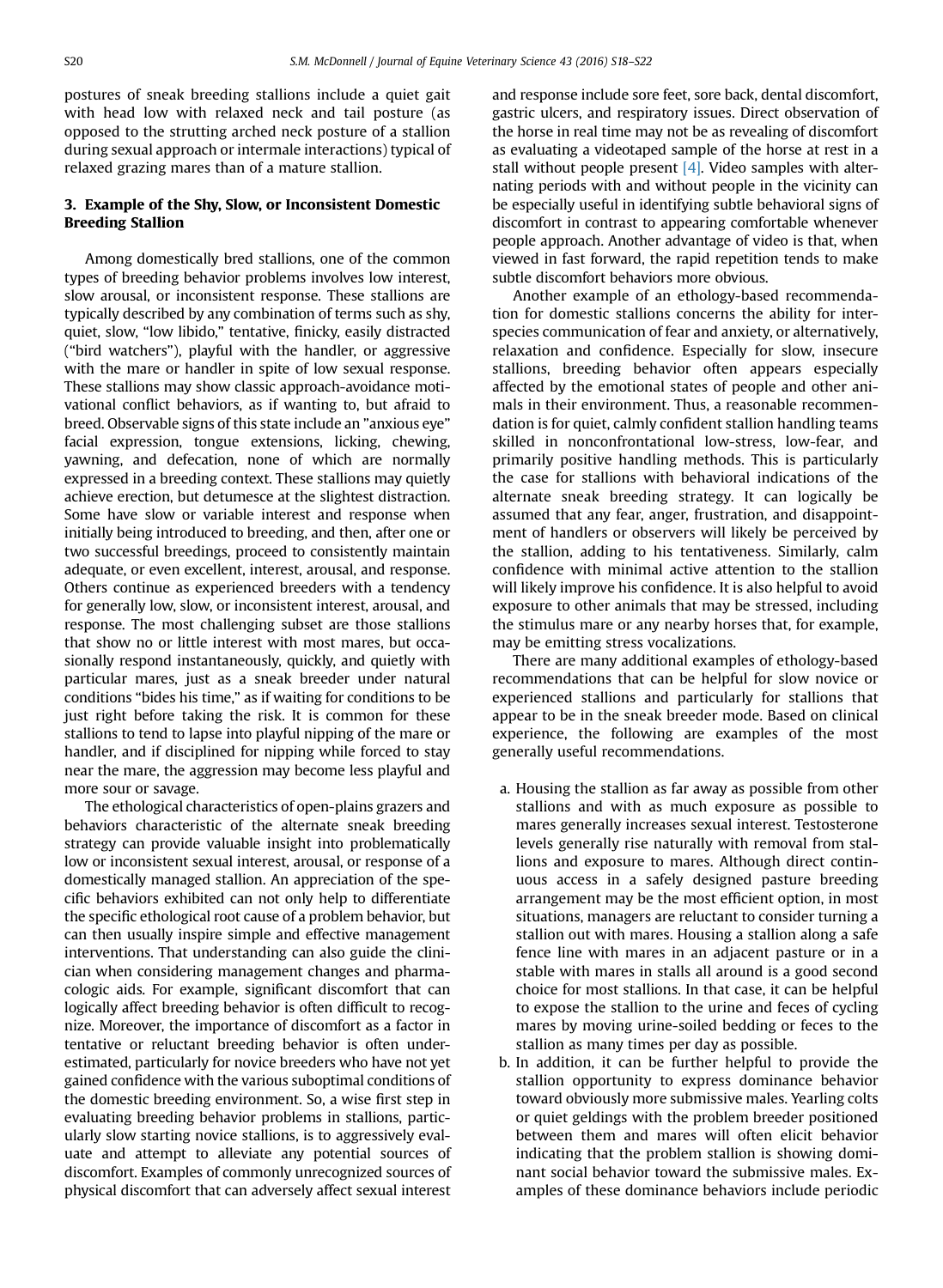postures of sneak breeding stallions include a quiet gait with head low with relaxed neck and tail posture (as opposed to the strutting arched neck posture of a stallion during sexual approach or intermale interactions) typical of relaxed grazing mares than of a mature stallion.

## 3. Example of the Shy, Slow, or Inconsistent Domestic Breeding Stallion

Among domestically bred stallions, one of the common types of breeding behavior problems involves low interest, slow arousal, or inconsistent response. These stallions are typically described by any combination of terms such as shy, quiet, slow, "low libido," tentative, finicky, easily distracted ("bird watchers"), playful with the handler, or aggressive with the mare or handler in spite of low sexual response. These stallions may show classic approach-avoidance motivational conflict behaviors, as if wanting to, but afraid to breed. Observable signs of this state include an "anxious eye" facial expression, tongue extensions, licking, chewing, yawning, and defecation, none of which are normally expressed in a breeding context. These stallions may quietly achieve erection, but detumesce at the slightest distraction. Some have slow or variable interest and response when initially being introduced to breeding, and then, after one or two successful breedings, proceed to consistently maintain adequate, or even excellent, interest, arousal, and response. Others continue as experienced breeders with a tendency for generally low, slow, or inconsistent interest, arousal, and response. The most challenging subset are those stallions that show no or little interest with most mares, but occasionally respond instantaneously, quickly, and quietly with particular mares, just as a sneak breeder under natural conditions "bides his time," as if waiting for conditions to be just right before taking the risk. It is common for these stallions to tend to lapse into playful nipping of the mare or handler, and if disciplined for nipping while forced to stay near the mare, the aggression may become less playful and more sour or savage.

The ethological characteristics of open-plains grazers and behaviors characteristic of the alternate sneak breeding strategy can provide valuable insight into problematically low or inconsistent sexual interest, arousal, or response of a domestically managed stallion. An appreciation of the specific behaviors exhibited can not only help to differentiate the specific ethological root cause of a problem behavior, but can then usually inspire simple and effective management interventions. That understanding can also guide the clinician when considering management changes and pharmacologic aids. For example, significant discomfort that can logically affect breeding behavior is often difficult to recognize. Moreover, the importance of discomfort as a factor in tentative or reluctant breeding behavior is often underestimated, particularly for novice breeders who have not yet gained confidence with the various suboptimal conditions of the domestic breeding environment. So, a wise first step in evaluating breeding behavior problems in stallions, particularly slow starting novice stallions, is to aggressively evaluate and attempt to alleviate any potential sources of discomfort. Examples of commonly unrecognized sources of physical discomfort that can adversely affect sexual interest and response include sore feet, sore back, dental discomfort, gastric ulcers, and respiratory issues. Direct observation of the horse in real time may not be as revealing of discomfort as evaluating a videotaped sample of the horse at rest in a stall without people present [4]. Video samples with alternating periods with and without people in the vicinity can be especially useful in identifying subtle behavioral signs of discomfort in contrast to appearing comfortable whenever people approach. Another advantage of video is that, when viewed in fast forward, the rapid repetition tends to make subtle discomfort behaviors more obvious.

Another example of an ethology-based recommendation for domestic stallions concerns the ability for interspecies communication of fear and anxiety, or alternatively, relaxation and confidence. Especially for slow, insecure stallions, breeding behavior often appears especially affected by the emotional states of people and other animals in their environment. Thus, a reasonable recommendation is for quiet, calmly confident stallion handling teams skilled in nonconfrontational low-stress, low-fear, and primarily positive handling methods. This is particularly the case for stallions with behavioral indications of the alternate sneak breeding strategy. It can logically be assumed that any fear, anger, frustration, and disappointment of handlers or observers will likely be perceived by the stallion, adding to his tentativeness. Similarly, calm confidence with minimal active attention to the stallion will likely improve his confidence. It is also helpful to avoid exposure to other animals that may be stressed, including the stimulus mare or any nearby horses that, for example, may be emitting stress vocalizations.

There are many additional examples of ethology-based recommendations that can be helpful for slow novice or experienced stallions and particularly for stallions that appear to be in the sneak breeder mode. Based on clinical experience, the following are examples of the most generally useful recommendations.

a. Housing the stallion as far away as possible from other stallions and with as much exposure as possible to mares generally increases sexual interest. Testosterone levels generally rise naturally with removal from stallions and exposure to mares. Although direct continuous access in a safely designed pasture breeding arrangement may be the most efficient option, in most situations, managers are reluctant to consider turning a stallion out with mares. Housing a stallion along a safe fence line with mares in an adjacent pasture or in a stable with mares in stalls all around is a good second choice for most stallions. In that case, it can be helpful to expose the stallion to the urine and feces of cycling mares by moving urine-soiled bedding or feces to the stallion as many times per day as possible.
b. In addition, it can be further helpful to provide the stallion opportunity to express dominance behavior toward obviously more submissive males. Yearling colts or quiet geldings with the problem breeder positioned between them and mares will often elicit behavior indicating that the problem stallion is showing dominant social behavior toward the submissive males. Examples of these dominance behaviors include periodic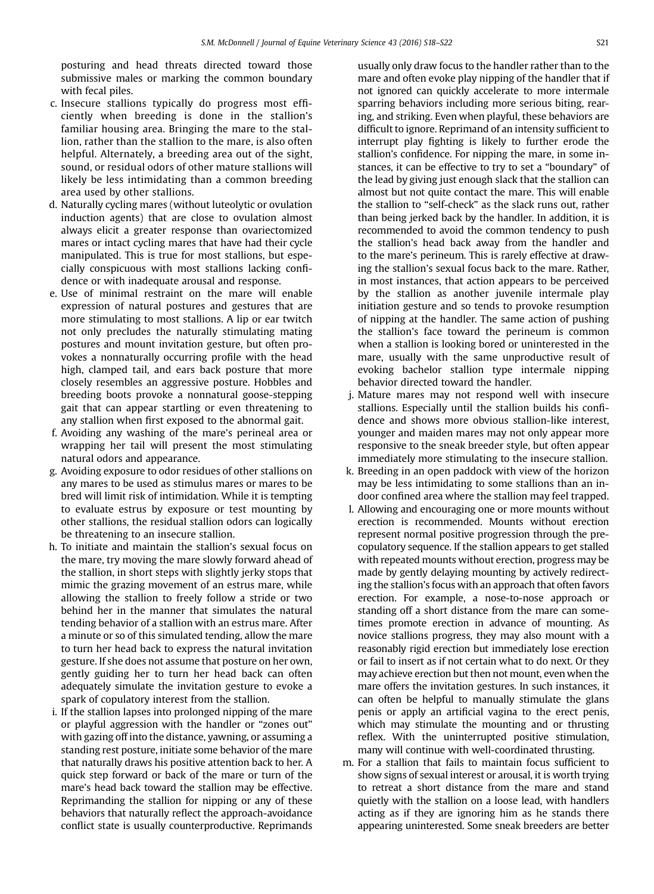posturing and head threats directed toward those submissive males or marking the common boundary with fecal piles.

c. Insecure stallions typically do progress most efficiently when breeding is done in the stallion's familiar housing area. Bringing the mare to the stallion, rather than the stallion to the mare, is also often helpful. Alternately, a breeding area out of the sight, sound, or residual odors of other mature stallions will likely be less intimidating than a common breeding area used by other stallions.
d. Naturally cycling mares (without luteolytic or ovulation induction agents) that are close to ovulation almost always elicit a greater response than ovariectomized mares or intact cycling mares that have had their cycle manipulated. This is true for most stallions, but especially conspicuous with most stallions lacking confidence or with inadequate arousal and response.
e. Use of minimal restraint on the mare will enable expression of natural postures and gestures that are more stimulating to most stallions. A lip or ear twitch not only precludes the naturally stimulating mating postures and mount invitation gesture, but often provokes a nonnaturally occurring profile with the head high, clamped tail, and ears back posture that more closely resembles an aggressive posture. Hobbles and breeding boots provoke a nonnatural goose-stepping gait that can appear startling or even threatening to any stallion when first exposed to the abnormal gait.
f. Avoiding any washing of the mare's perineal area or wrapping her tail will present the most stimulating natural odors and appearance.
g. Avoiding exposure to odor residues of other stallions on any mares to be used as stimulus mares or mares to be bred will limit risk of intimidation. While it is tempting to evaluate estrus by exposure or test mounting by other stallions, the residual stallion odors can logically be threatening to an insecure stallion.
h. To initiate and maintain the stallion's sexual focus on the mare, try moving the mare slowly forward ahead of the stallion, in short steps with slightly jerky stops that mimic the grazing movement of an estrus mare, while allowing the stallion to freely follow a stride or two behind her in the manner that simulates the natural tending behavior of a stallion with an estrus mare. After a minute or so of this simulated tending, allow the mare to turn her head back to express the natural invitation gesture. If she does not assume that posture on her own, gently guiding her to turn her head back can often adequately simulate the invitation gesture to evoke a spark of copulatory interest from the stallion.
i. If the stallion lapses into prolonged nipping of the mare or playful aggression with the handler or "zones out" with gazing off into the distance, yawning, or assuming a standing rest posture, initiate some behavior of the mare that naturally draws his positive attention back to her. A quick step forward or back of the mare or turn of the mare's head back toward the stallion may be effective. Reprimanding the stallion for nipping or any of these behaviors that naturally reflect the approach-avoidance conflict state is usually counterproductive. Reprimands usually only draw focus to the handler rather than to the mare and often evoke play nipping of the handler that if not ignored can quickly accelerate to more intermale sparring behaviors including more serious biting, rearing, and striking. Even when playful, these behaviors are difficult to ignore. Reprimand of an intensity sufficient to interrupt play fighting is likely to further erode the stallion's confidence. For nipping the mare, in some instances, it can be effective to try to set a "boundary" of the lead by giving just enough slack that the stallion can almost but not quite contact the mare. This will enable the stallion to "self-check" as the slack runs out, rather than being jerked back by the handler. In addition, it is recommended to avoid the common tendency to push the stallion's head back away from the handler and to the mare's perineum. This is rarely effective at drawing the stallion's sexual focus back to the mare. Rather, in most instances, that action appears to be perceived by the stallion as another juvenile intermale play initiation gesture and so tends to provoke resumption of nipping at the handler. The same action of pushing the stallion's face toward the perineum is common when a stallion is looking bored or uninterested in the mare, usually with the same unproductive result of evoking bachelor stallion type intermale nipping behavior directed toward the handler.
j. Mature mares may not respond well with insecure stallions. Especially until the stallion builds his confidence and shows more obvious stallion-like interest, younger and maiden mares may not only appear more responsive to the sneak breeder style, but often appear immediately more stimulating to the insecure stallion.
k. Breeding in an open paddock with view of the horizon may be less intimidating to some stallions than an indoor confined area where the stallion may feel trapped.
l. Allowing and encouraging one or more mounts without erection is recommended. Mounts without erection represent normal positive progression through the precopulatory sequence. If the stallion appears to get stalled with repeated mounts without erection, progress may be made by gently delaying mounting by actively redirecting the stallion's focus with an approach that often favors erection. For example, a nose-to-nose approach or standing off a short distance from the mare can sometimes promote erection in advance of mounting. As novice stallions progress, they may also mount with a reasonably rigid erection but immediately lose erection or fail to insert as if not certain what to do next. Or they may achieve erection but then not mount, even when the mare offers the invitation gestures. In such instances, it can often be helpful to manually stimulate the glans penis or apply an artificial vagina to the erect penis, which may stimulate the mounting and or thrusting reflex. With the uninterrupted positive stimulation, many will continue with well-coordinated thrusting.
m. For a stallion that fails to maintain focus sufficient to show signs of sexual interest or arousal, it is worth trying to retreat a short distance from the mare and stand quietly with the stallion on a loose lead, with handlers acting as if they are ignoring him as he stands there appearing uninterested. Some sneak breeders are better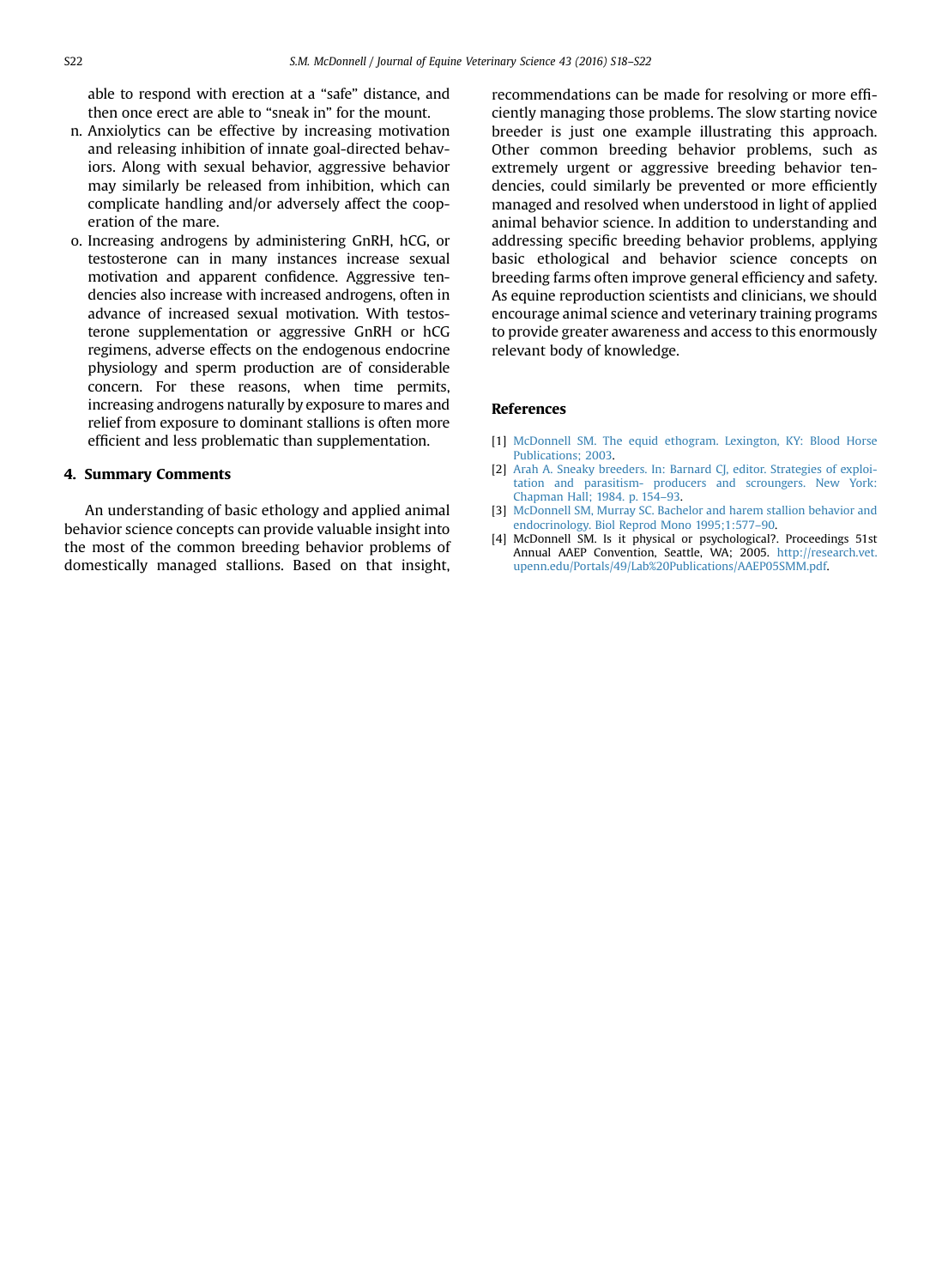able to respond with erection at a "safe" distance, and then once erect are able to "sneak in" for the mount.

n. Anxiolytics can be effective by increasing motivation and releasing inhibition of innate goal-directed behaviors. Along with sexual behavior, aggressive behavior may similarly be released from inhibition, which can complicate handling and/or adversely affect the cooperation of the mare.

o. Increasing androgens by administering GnRH, hCG, or testosterone can in many instances increase sexual motivation and apparent confidence. Aggressive tendencies also increase with increased androgens, often in advance of increased sexual motivation. With testosterone supplementation or aggressive GnRH or hCG regimens, adverse effects on the endogenous endocrine physiology and sperm production are of considerable concern. For these reasons, when time permits, increasing androgens naturally by exposure to mares and relief from exposure to dominant stallions is often more efficient and less problematic than supplementation.

## 4. Summary Comments

An understanding of basic ethology and applied animal behavior science concepts can provide valuable insight into the most of the common breeding behavior problems of domestically managed stallions. Based on that insight, recommendations can be made for resolving or more efficiently managing those problems. The slow starting novice breeder is just one example illustrating this approach. Other common breeding behavior problems, such as extremely urgent or aggressive breeding behavior tendencies, could similarly be prevented or more efficiently managed and resolved when understood in light of applied animal behavior science. In addition to understanding and addressing specific breeding behavior problems, applying basic ethological and behavior science concepts on breeding farms often improve general efficiency and safety. As equine reproduction scientists and clinicians, we should encourage animal science and veterinary training programs to provide greater awareness and access to this enormously relevant body of knowledge.

## References

[1] McDonnell SM. The equid ethogram. Lexington, KY: Blood Horse Publications; 2003.

[2] Arah A. Sneaky breeders. In: Barnard CJ, editor. Strategies of exploitation and parasitism- producers and scroungers. New York: Chapman Hall; 1984. p. 154–93.

[3] McDonnell SM, Murray SC. Bachelor and harem stallion behavior and endocrinology. Biol Reprod Mono 1995;1:577–90.

[4] McDonnell SM. Is it physical or psychological?. Proceedings 51st Annual AAEP Convention, Seattle, WA; 2005. http://research.vet.upenn.edu/Portals/49/Lab%20Publications/AAEP05SMM.pdf.